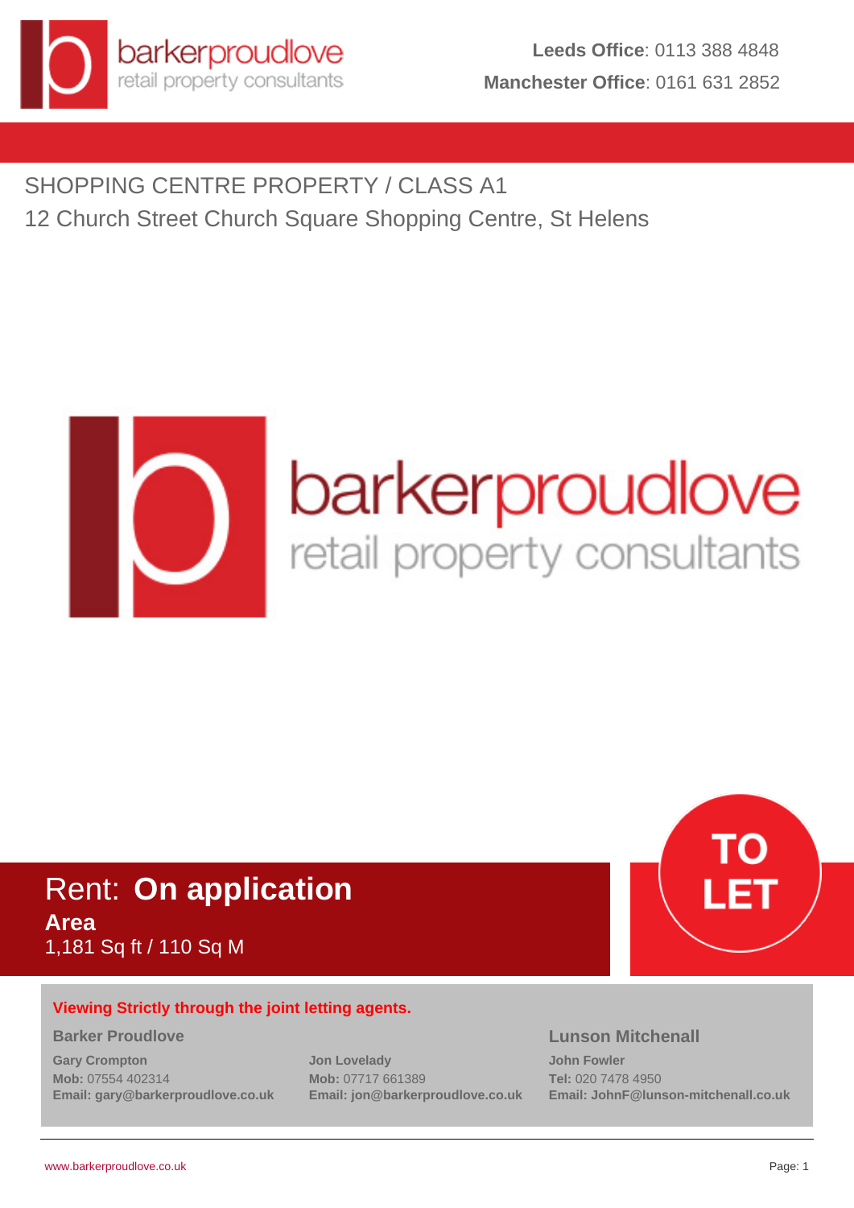barkerproudlove
retail property consultants

**Leeds Office**: 0113 388 4848
**Manchester Office**: 0161 631 2852

SHOPPING CENTRE PROPERTY / CLASS A1

12 Church Street Church Square Shopping Centre, St Helens

Rent: **On application**

**Area**

1,181 Sq ft / 110 Sq M

**TO LET**

**Viewing Strictly through the joint letting agents.**

### Barker Proudlove

**Gary Crompton**
**Mob:** 07554 402314
**Email: gary@barkerproudlove.co.uk**

**Jon Lovelady**
**Mob:** 07717 661389
**Email: jon@barkerproudlove.co.uk**

### Lunson Mitchenall

**John Fowler**
**Tel:** 020 7478 4950
**Email: JohnF@lunson-mitchenall.co.uk**

www.barkerproudlove.co.uk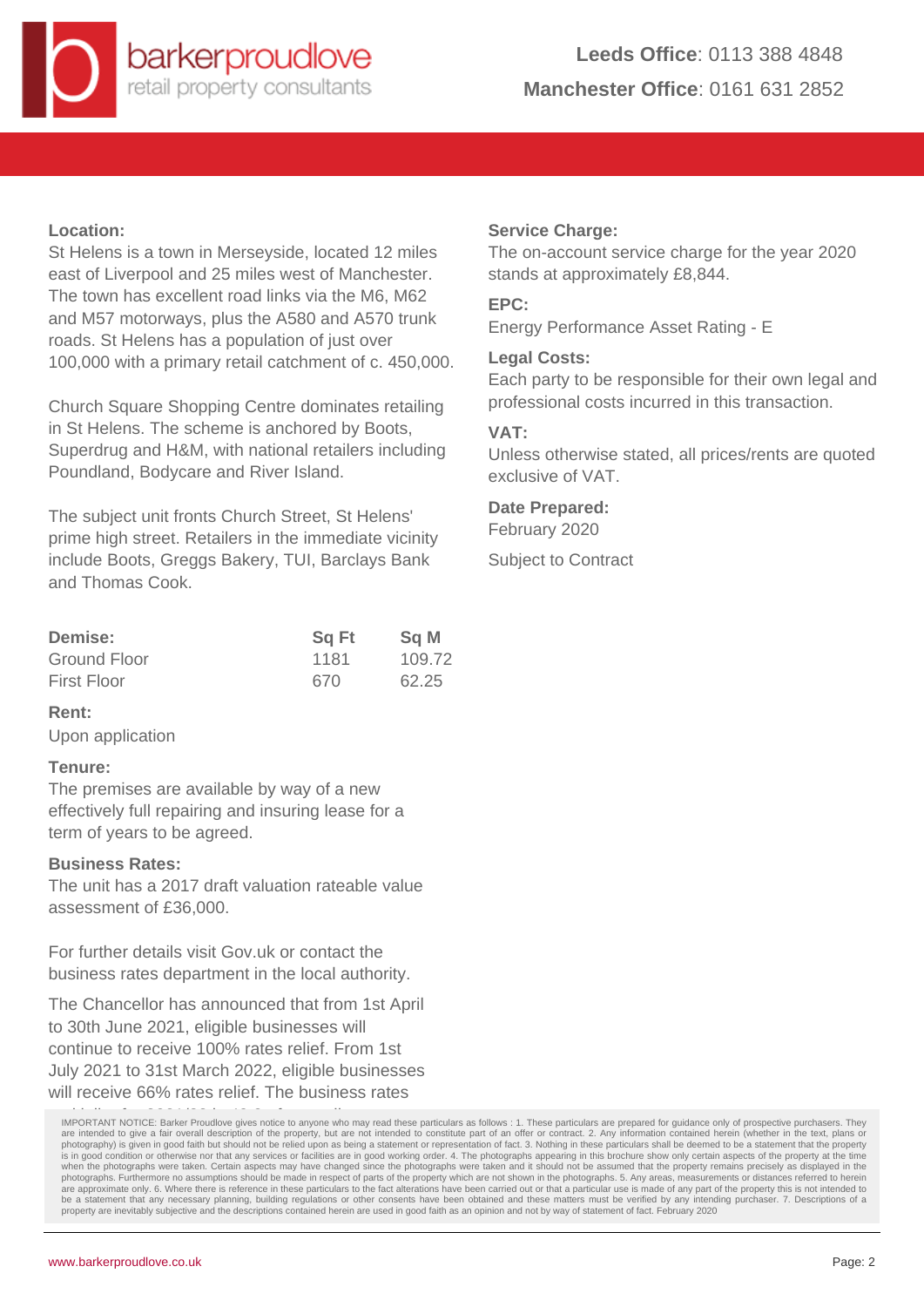**Location:**

St Helens is a town in Merseyside, located 12 miles east of Liverpool and 25 miles west of Manchester. The town has excellent road links via the M6, M62 and M57 motorways, plus the A580 and A570 trunk roads. St Helens has a population of just over 100,000 with a primary retail catchment of c. 450,000.

Church Square Shopping Centre dominates retailing in St Helens. The scheme is anchored by Boots, Superdrug and H&M, with national retailers including Poundland, Bodycare and River Island.

The subject unit fronts Church Street, St Helens' prime high street. Retailers in the immediate vicinity include Boots, Greggs Bakery, TUI, Barclays Bank and Thomas Cook.

| Demise: | Sq Ft | Sq M |
|---|---|---|
| Ground Floor | 1181 | 109.72 |
| First Floor | 670 | 62.25 |

**Rent:**

Upon application

**Tenure:**

The premises are available by way of a new effectively full repairing and insuring lease for a term of years to be agreed.

**Business Rates:**

The unit has a 2017 draft valuation rateable value assessment of £36,000.

For further details visit Gov.uk or contact the business rates department in the local authority.

The Chancellor has announced that from 1st April to 30th June 2021, eligible businesses will continue to receive 100% rates relief. From 1st July 2021 to 31st March 2022, eligible businesses will receive 66% rates relief. The business rates

**Service Charge:**

The on-account service charge for the year 2020 stands at approximately £8,844.

**EPC:**

Energy Performance Asset Rating - E

**Legal Costs:**

Each party to be responsible for their own legal and professional costs incurred in this transaction.

**VAT:**

Unless otherwise stated, all prices/rents are quoted exclusive of VAT.

**Date Prepared:**

February 2020

Subject to Contract

IMPORTANT NOTICE: Barker Proudlove gives notice to anyone who may read these particulars as follows : 1. These particulars are prepared for guidance only of prospective purchasers. They are intended to give a fair overall description of the property, but are not intended to constitute part of an offer or contract. 2. Any information contained herein (whether in the text, plans or photography) is given in good faith but should not be relied upon as being a statement or representation of fact. 3. Nothing in these particulars shall be deemed to be a statement that the property is in good condition or otherwise nor that any services or facilities are in good working order. 4. The photographs appearing in this brochure show only certain aspects of the property at the time when the photographs were taken. Certain aspects may have changed since the photographs were taken and it should not be assumed that the property remains precisely as displayed in the photographs. Furthermore no assumptions should be made in respect of parts of the property which are not shown in the photographs. 5. Any areas, measurements or distances referred to herein are approximate only. 6. Where there is reference in these particulars to the fact alterations have been carried out or that a particular use is made of any part of the property this is not intended to be a statement that any necessary planning, building regulations or other consents have been obtained and these matters must be verified by any intending purchaser. 7. Descriptions of a property are inevitably subjective and the descriptions contained herein are used in good faith as an opinion and not by way of statement of fact. February 2020